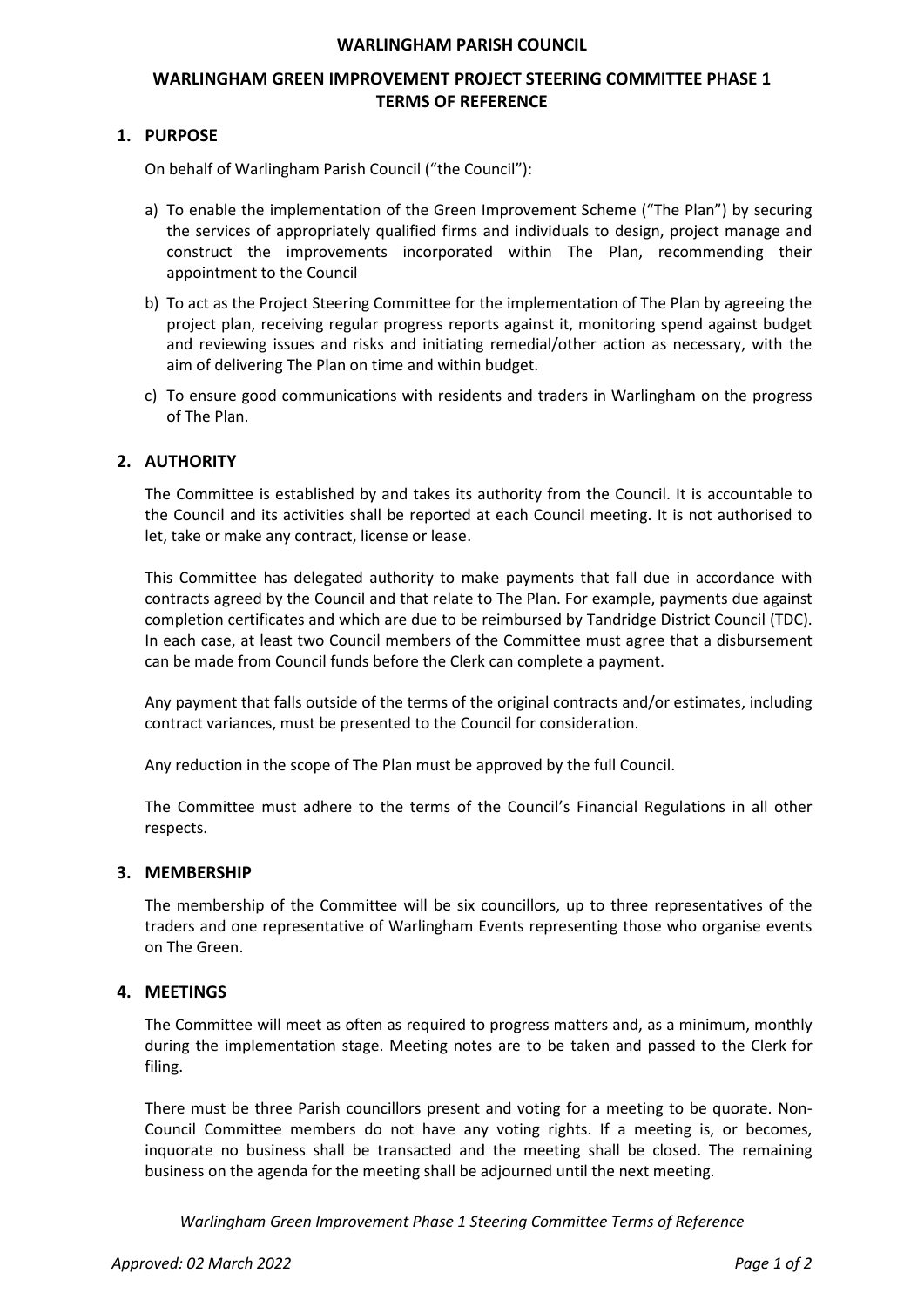# WARLINGHAM PARISH COUNCIL

## WARLINGHAM GREEN IMPROVEMENT PROJECT STEERING COMMITTEE PHASE 1 TERMS OF REFERENCE

### 1. PURPOSE

On behalf of Warlingham Parish Council ("the Council"):

a) To enable the implementation of the Green Improvement Scheme ("The Plan") by securing the services of appropriately qualified firms and individuals to design, project manage and construct the improvements incorporated within The Plan, recommending their appointment to the Council

b) To act as the Project Steering Committee for the implementation of The Plan by agreeing the project plan, receiving regular progress reports against it, monitoring spend against budget and reviewing issues and risks and initiating remedial/other action as necessary, with the aim of delivering The Plan on time and within budget.

c) To ensure good communications with residents and traders in Warlingham on the progress of The Plan.

### 2. AUTHORITY

The Committee is established by and takes its authority from the Council. It is accountable to the Council and its activities shall be reported at each Council meeting. It is not authorised to let, take or make any contract, license or lease.

This Committee has delegated authority to make payments that fall due in accordance with contracts agreed by the Council and that relate to The Plan. For example, payments due against completion certificates and which are due to be reimbursed by Tandridge District Council (TDC). In each case, at least two Council members of the Committee must agree that a disbursement can be made from Council funds before the Clerk can complete a payment.

Any payment that falls outside of the terms of the original contracts and/or estimates, including contract variances, must be presented to the Council for consideration.

Any reduction in the scope of The Plan must be approved by the full Council.

The Committee must adhere to the terms of the Council's Financial Regulations in all other respects.

### 3. MEMBERSHIP

The membership of the Committee will be six councillors, up to three representatives of the traders and one representative of Warlingham Events representing those who organise events on The Green.

### 4. MEETINGS

The Committee will meet as often as required to progress matters and, as a minimum, monthly during the implementation stage. Meeting notes are to be taken and passed to the Clerk for filing.

There must be three Parish councillors present and voting for a meeting to be quorate. Non-Council Committee members do not have any voting rights. If a meeting is, or becomes, inquorate no business shall be transacted and the meeting shall be closed. The remaining business on the agenda for the meeting shall be adjourned until the next meeting.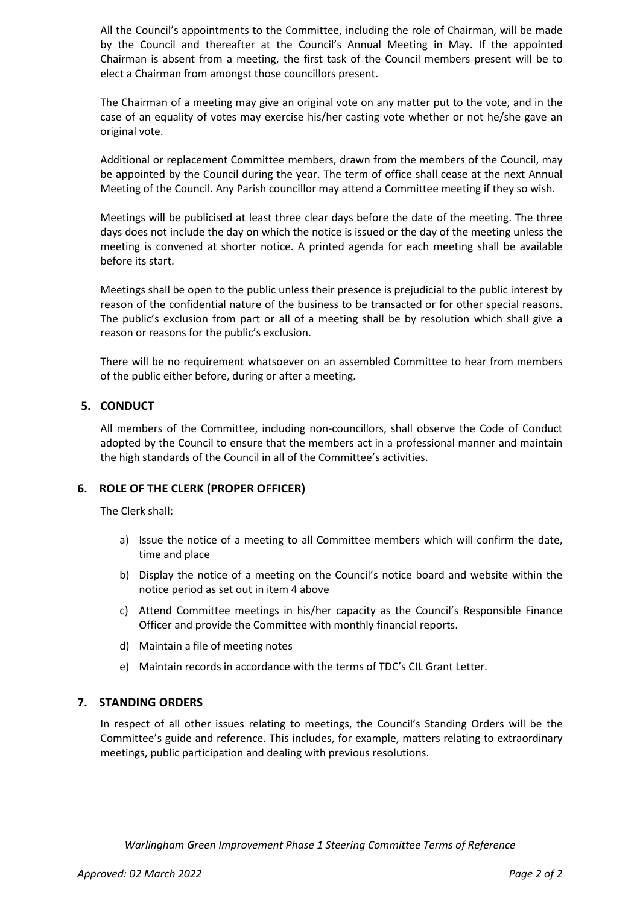All the Council's appointments to the Committee, including the role of Chairman, will be made by the Council and thereafter at the Council's Annual Meeting in May. If the appointed Chairman is absent from a meeting, the first task of the Council members present will be to elect a Chairman from amongst those councillors present.

The Chairman of a meeting may give an original vote on any matter put to the vote, and in the case of an equality of votes may exercise his/her casting vote whether or not he/she gave an original vote.

Additional or replacement Committee members, drawn from the members of the Council, may be appointed by the Council during the year. The term of office shall cease at the next Annual Meeting of the Council. Any Parish councillor may attend a Committee meeting if they so wish.

Meetings will be publicised at least three clear days before the date of the meeting. The three days does not include the day on which the notice is issued or the day of the meeting unless the meeting is convened at shorter notice. A printed agenda for each meeting shall be available before its start.

Meetings shall be open to the public unless their presence is prejudicial to the public interest by reason of the confidential nature of the business to be transacted or for other special reasons. The public's exclusion from part or all of a meeting shall be by resolution which shall give a reason or reasons for the public's exclusion.

There will be no requirement whatsoever on an assembled Committee to hear from members of the public either before, during or after a meeting.

## 5. CONDUCT

All members of the Committee, including non-councillors, shall observe the Code of Conduct adopted by the Council to ensure that the members act in a professional manner and maintain the high standards of the Council in all of the Committee's activities.

## 6. ROLE OF THE CLERK (PROPER OFFICER)

The Clerk shall:

a) Issue the notice of a meeting to all Committee members which will confirm the date, time and place
b) Display the notice of a meeting on the Council's notice board and website within the notice period as set out in item 4 above
c) Attend Committee meetings in his/her capacity as the Council's Responsible Finance Officer and provide the Committee with monthly financial reports.
d) Maintain a file of meeting notes
e) Maintain records in accordance with the terms of TDC's CIL Grant Letter.

## 7. STANDING ORDERS

In respect of all other issues relating to meetings, the Council's Standing Orders will be the Committee's guide and reference. This includes, for example, matters relating to extraordinary meetings, public participation and dealing with previous resolutions.